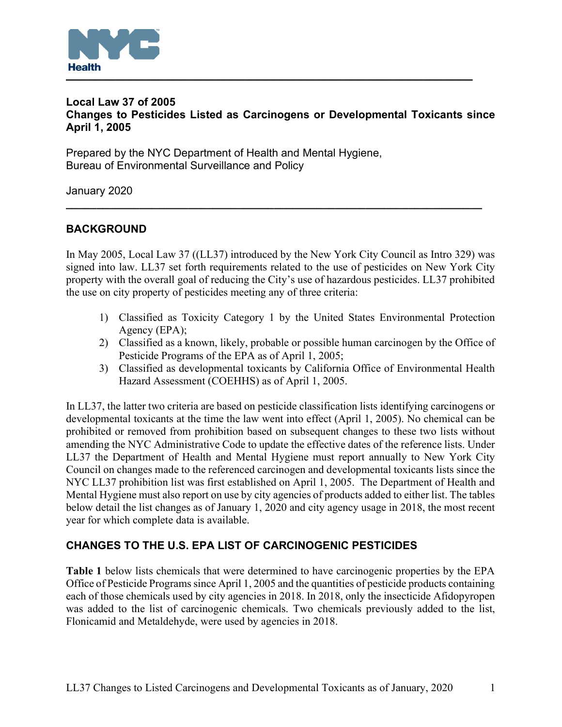**Local Law 37 of 2005**
**Changes to Pesticides Listed as Carcinogens or Developmental Toxicants since April 1, 2005**

Prepared by the NYC Department of Health and Mental Hygiene,
Bureau of Environmental Surveillance and Policy

January 2020

## BACKGROUND

In May 2005, Local Law 37 ((LL37) introduced by the New York City Council as Intro 329) was signed into law. LL37 set forth requirements related to the use of pesticides on New York City property with the overall goal of reducing the City's use of hazardous pesticides. LL37 prohibited the use on city property of pesticides meeting any of three criteria:

1) Classified as Toxicity Category 1 by the United States Environmental Protection Agency (EPA);
2) Classified as a known, likely, probable or possible human carcinogen by the Office of Pesticide Programs of the EPA as of April 1, 2005;
3) Classified as developmental toxicants by California Office of Environmental Health Hazard Assessment (COEHHS) as of April 1, 2005.

In LL37, the latter two criteria are based on pesticide classification lists identifying carcinogens or developmental toxicants at the time the law went into effect (April 1, 2005). No chemical can be prohibited or removed from prohibition based on subsequent changes to these two lists without amending the NYC Administrative Code to update the effective dates of the reference lists. Under LL37 the Department of Health and Mental Hygiene must report annually to New York City Council on changes made to the referenced carcinogen and developmental toxicants lists since the NYC LL37 prohibition list was first established on April 1, 2005. The Department of Health and Mental Hygiene must also report on use by city agencies of products added to either list. The tables below detail the list changes as of January 1, 2020 and city agency usage in 2018, the most recent year for which complete data is available.

## CHANGES TO THE U.S. EPA LIST OF CARCINOGENIC PESTICIDES

**Table 1** below lists chemicals that were determined to have carcinogenic properties by the EPA Office of Pesticide Programs since April 1, 2005 and the quantities of pesticide products containing each of those chemicals used by city agencies in 2018. In 2018, only the insecticide Afidopyropen was added to the list of carcinogenic chemicals. Two chemicals previously added to the list, Flonicamid and Metaldehyde, were used by agencies in 2018.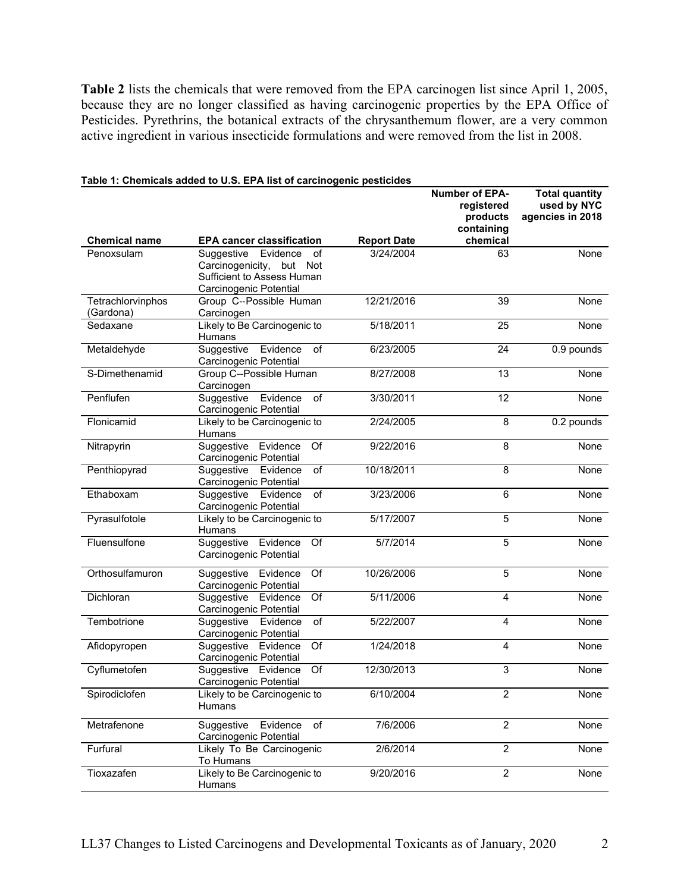**Table 2** lists the chemicals that were removed from the EPA carcinogen list since April 1, 2005, because they are no longer classified as having carcinogenic properties by the EPA Office of Pesticides. Pyrethrins, the botanical extracts of the chrysanthemum flower, are a very common active ingredient in various insecticide formulations and were removed from the list in 2008.

**Table 1: Chemicals added to U.S. EPA list of carcinogenic pesticides**

| Chemical name | EPA cancer classification | Report Date | Number of EPA-registered products containing chemical | Total quantity used by NYC agencies in 2018 |
|---|---|---|---|---|
| Penoxsulam | Suggestive Evidence of Carcinogenicity, but Not Sufficient to Assess Human Carcinogenic Potential | 3/24/2004 | 63 | None |
| Tetrachlorvinphos (Gardona) | Group C--Possible Human Carcinogen | 12/21/2016 | 39 | None |
| Sedaxane | Likely to Be Carcinogenic to Humans | 5/18/2011 | 25 | None |
| Metaldehyde | Suggestive Evidence of Carcinogenic Potential | 6/23/2005 | 24 | 0.9 pounds |
| S-Dimethenamid | Group C--Possible Human Carcinogen | 8/27/2008 | 13 | None |
| Penflufen | Suggestive Evidence of Carcinogenic Potential | 3/30/2011 | 12 | None |
| Flonicamid | Likely to be Carcinogenic to Humans | 2/24/2005 | 8 | 0.2 pounds |
| Nitrapyrin | Suggestive Evidence Of Carcinogenic Potential | 9/22/2016 | 8 | None |
| Penthiopyrad | Suggestive Evidence of Carcinogenic Potential | 10/18/2011 | 8 | None |
| Ethaboxam | Suggestive Evidence of Carcinogenic Potential | 3/23/2006 | 6 | None |
| Pyrasulfotole | Likely to be Carcinogenic to Humans | 5/17/2007 | 5 | None |
| Fluensulfone | Suggestive Evidence Of Carcinogenic Potential | 5/7/2014 | 5 | None |
| Orthosulfamuron | Suggestive Evidence Of Carcinogenic Potential | 10/26/2006 | 5 | None |
| Dichloran | Suggestive Evidence Of Carcinogenic Potential | 5/11/2006 | 4 | None |
| Tembotrione | Suggestive Evidence of Carcinogenic Potential | 5/22/2007 | 4 | None |
| Afidopyropen | Suggestive Evidence Of Carcinogenic Potential | 1/24/2018 | 4 | None |
| Cyflumetofen | Suggestive Evidence Of Carcinogenic Potential | 12/30/2013 | 3 | None |
| Spirodiclofen | Likely to be Carcinogenic to Humans | 6/10/2004 | 2 | None |
| Metrafenone | Suggestive Evidence of Carcinogenic Potential | 7/6/2006 | 2 | None |
| Furfural | Likely To Be Carcinogenic To Humans | 2/6/2014 | 2 | None |
| Tioxazafen | Likely to Be Carcinogenic to Humans | 9/20/2016 | 2 | None |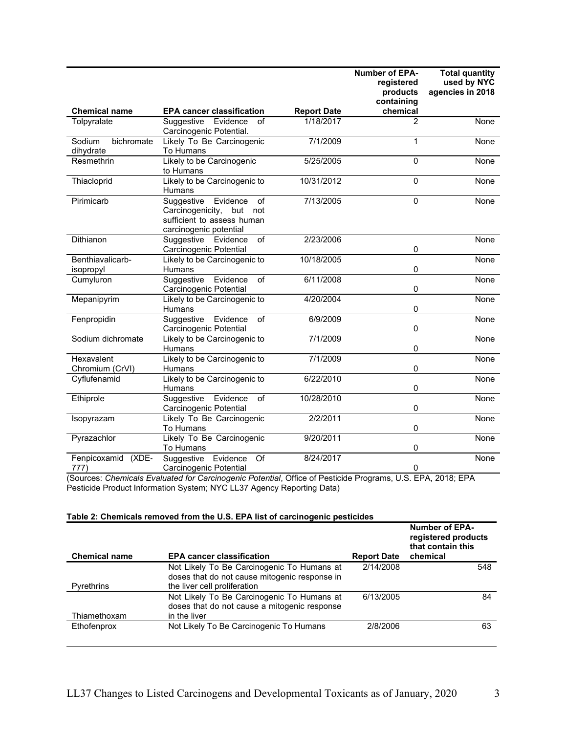| Chemical name | EPA cancer classification | Report Date | Number of EPA-registered products containing chemical | Total quantity used by NYC agencies in 2018 |
|---|---|---|---|---|
| Tolpyralate | Suggestive Evidence of Carcinogenic Potential. | 1/18/2017 | 2 | None |
| Sodium bichromate dihydrate | Likely To Be Carcinogenic To Humans | 7/1/2009 | 1 | None |
| Resmethrin | Likely to be Carcinogenic to Humans | 5/25/2005 | 0 | None |
| Thiacloprid | Likely to be Carcinogenic to Humans | 10/31/2012 | 0 | None |
| Pirimicarb | Suggestive Evidence of Carcinogenicity, but not sufficient to assess human carcinogenic potential | 7/13/2005 | 0 | None |
| Dithianon | Suggestive Evidence of Carcinogenic Potential | 2/23/2006 | 0 | None |
| Benthiavalicarb-isopropyl | Likely to be Carcinogenic to Humans | 10/18/2005 | 0 | None |
| Cumyluron | Suggestive Evidence of Carcinogenic Potential | 6/11/2008 | 0 | None |
| Mepanipyrim | Likely to be Carcinogenic to Humans | 4/20/2004 | 0 | None |
| Fenpropidin | Suggestive Evidence of Carcinogenic Potential | 6/9/2009 | 0 | None |
| Sodium dichromate | Likely to be Carcinogenic to Humans | 7/1/2009 | 0 | None |
| Hexavalent Chromium (CrVI) | Likely to be Carcinogenic to Humans | 7/1/2009 | 0 | None |
| Cyflufenamid | Likely to be Carcinogenic to Humans | 6/22/2010 | 0 | None |
| Ethiprole | Suggestive Evidence of Carcinogenic Potential | 10/28/2010 | 0 | None |
| Isopyrazam | Likely To Be Carcinogenic To Humans | 2/2/2011 | 0 | None |
| Pyrazachlor | Likely To Be Carcinogenic To Humans | 9/20/2011 | 0 | None |
| Fenpicoxamid (XDE-777) | Suggestive Evidence Of Carcinogenic Potential | 8/24/2017 | 0 | None |

(Sources: *Chemicals Evaluated for Carcinogenic Potential*, Office of Pesticide Programs, U.S. EPA, 2018; EPA Pesticide Product Information System; NYC LL37 Agency Reporting Data)

**Table 2: Chemicals removed from the U.S. EPA list of carcinogenic pesticides**

| Chemical name | EPA cancer classification | Report Date | Number of EPA-registered products that contain this chemical |
|---|---|---|---|
| Pyrethrins | Not Likely To Be Carcinogenic To Humans at doses that do not cause mitogenic response in the liver cell proliferation | 2/14/2008 | 548 |
| Thiamethoxam | Not Likely To Be Carcinogenic To Humans at doses that do not cause a mitogenic response in the liver | 6/13/2005 | 84 |
| Ethofenprox | Not Likely To Be Carcinogenic To Humans | 2/8/2006 | 63 |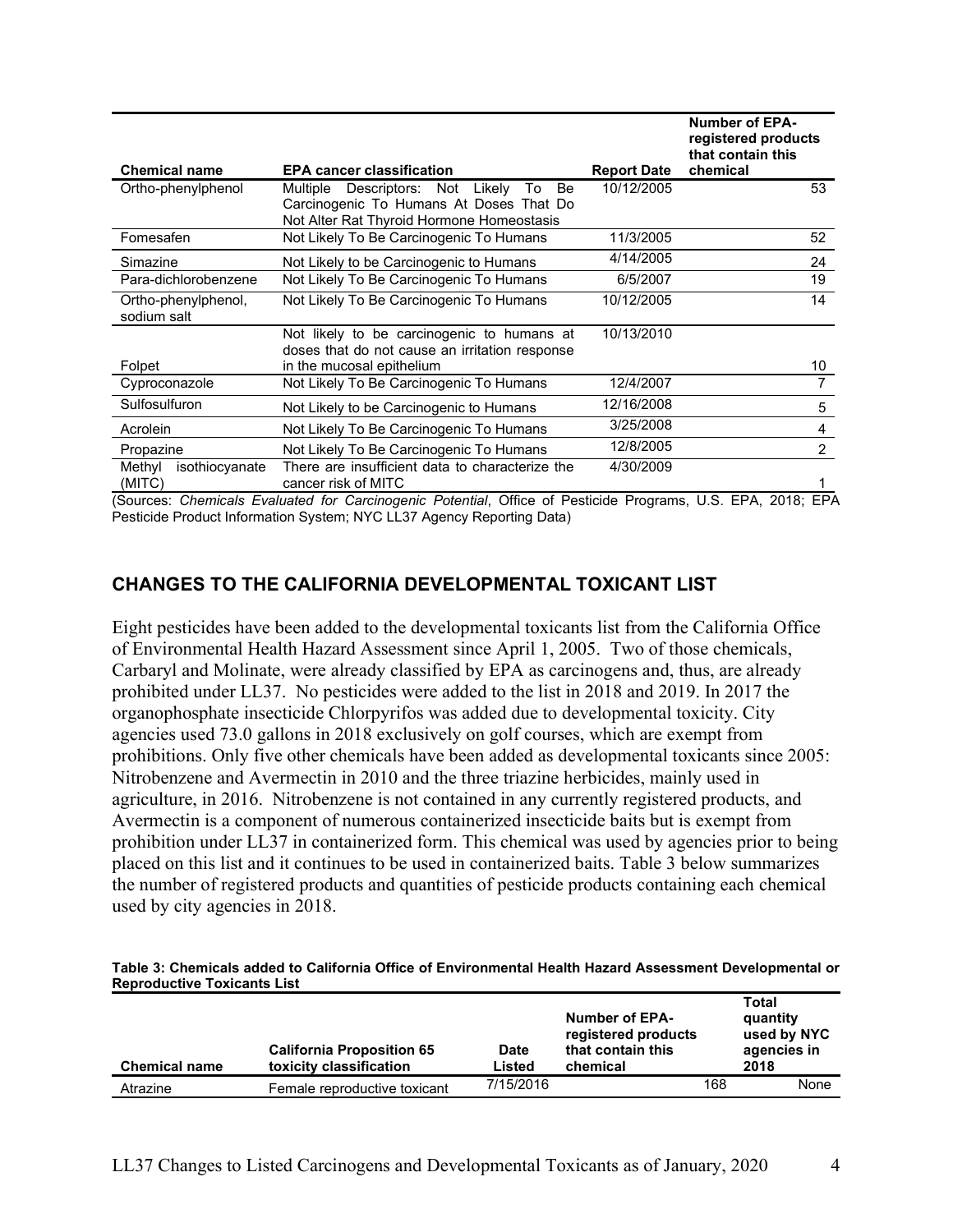| Chemical name | EPA cancer classification | Report Date | Number of EPA-registered products that contain this chemical |
|---|---|---|---|
| Ortho-phenylphenol | Multiple Descriptors: Not Likely To Be Carcinogenic To Humans At Doses That Do Not Alter Rat Thyroid Hormone Homeostasis | 10/12/2005 | 53 |
| Fomesafen | Not Likely To Be Carcinogenic To Humans | 11/3/2005 | 52 |
| Simazine | Not Likely to be Carcinogenic to Humans | 4/14/2005 | 24 |
| Para-dichlorobenzene | Not Likely To Be Carcinogenic To Humans | 6/5/2007 | 19 |
| Ortho-phenylphenol, sodium salt | Not Likely To Be Carcinogenic To Humans | 10/12/2005 | 14 |
| Folpet | Not likely to be carcinogenic to humans at doses that do not cause an irritation response in the mucosal epithelium | 10/13/2010 | 10 |
| Cyproconazole | Not Likely To Be Carcinogenic To Humans | 12/4/2007 | 7 |
| Sulfosulfuron | Not Likely to be Carcinogenic to Humans | 12/16/2008 | 5 |
| Acrolein | Not Likely To Be Carcinogenic To Humans | 3/25/2008 | 4 |
| Propazine | Not Likely To Be Carcinogenic To Humans | 12/8/2005 | 2 |
| Methyl isothiocyanate (MITC) | There are insufficient data to characterize the cancer risk of MITC | 4/30/2009 | 1 |

(Sources: *Chemicals Evaluated for Carcinogenic Potential*, Office of Pesticide Programs, U.S. EPA, 2018; EPA Pesticide Product Information System; NYC LL37 Agency Reporting Data)

## CHANGES TO THE CALIFORNIA DEVELOPMENTAL TOXICANT LIST

Eight pesticides have been added to the developmental toxicants list from the California Office of Environmental Health Hazard Assessment since April 1, 2005. Two of those chemicals, Carbaryl and Molinate, were already classified by EPA as carcinogens and, thus, are already prohibited under LL37. No pesticides were added to the list in 2018 and 2019. In 2017 the organophosphate insecticide Chlorpyrifos was added due to developmental toxicity. City agencies used 73.0 gallons in 2018 exclusively on golf courses, which are exempt from prohibitions. Only five other chemicals have been added as developmental toxicants since 2005: Nitrobenzene and Avermectin in 2010 and the three triazine herbicides, mainly used in agriculture, in 2016. Nitrobenzene is not contained in any currently registered products, and Avermectin is a component of numerous containerized insecticide baits but is exempt from prohibition under LL37 in containerized form. This chemical was used by agencies prior to being placed on this list and it continues to be used in containerized baits. Table 3 below summarizes the number of registered products and quantities of pesticide products containing each chemical used by city agencies in 2018.

**Table 3: Chemicals added to California Office of Environmental Health Hazard Assessment Developmental or Reproductive Toxicants List**

| Chemical name | California Proposition 65 toxicity classification | Date Listed | Number of EPA-registered products that contain this chemical | Total quantity used by NYC agencies in 2018 |
|---|---|---|---|---|
| Atrazine | Female reproductive toxicant | 7/15/2016 | 168 | None |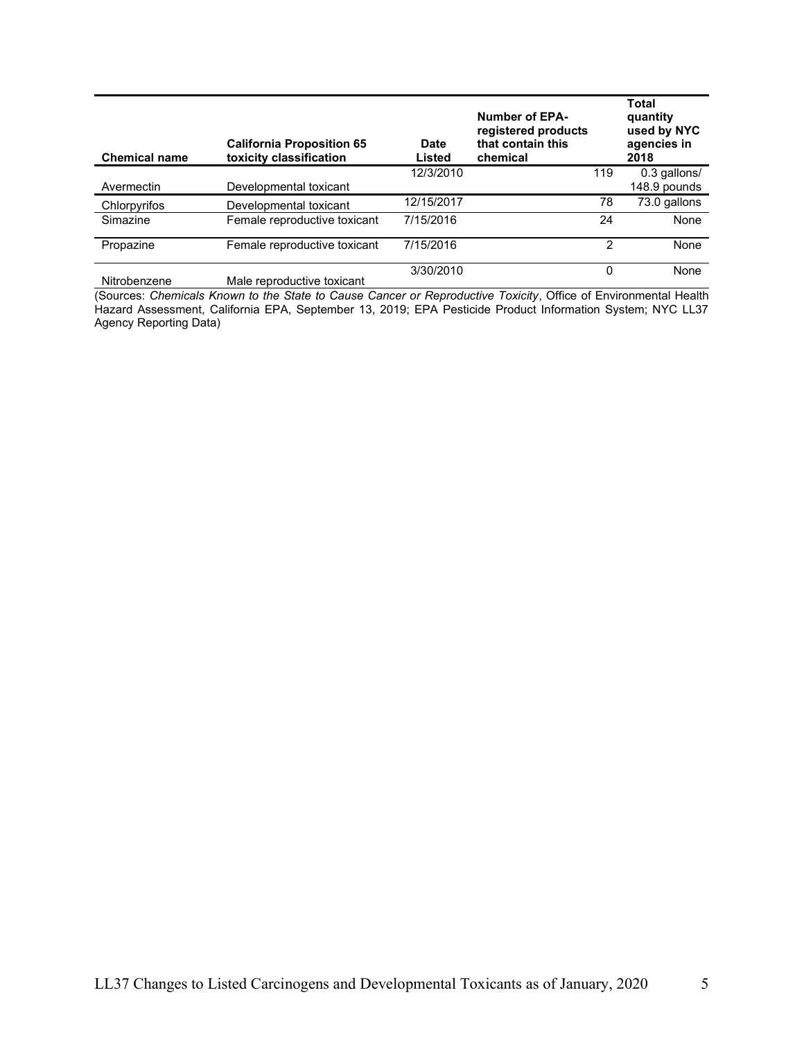| Chemical name | California Proposition 65 toxicity classification | Date Listed | Number of EPA-registered products that contain this chemical | Total quantity used by NYC agencies in 2018 |
|---|---|---|---|---|
| Avermectin | Developmental toxicant | 12/3/2010 | 119 | 0.3 gallons/ 148.9 pounds |
| Chlorpyrifos | Developmental toxicant | 12/15/2017 | 78 | 73.0 gallons |
| Simazine | Female reproductive toxicant | 7/15/2016 | 24 | None |
| Propazine | Female reproductive toxicant | 7/15/2016 | 2 | None |
| Nitrobenzene | Male reproductive toxicant | 3/30/2010 | 0 | None |

(Sources: *Chemicals Known to the State to Cause Cancer or Reproductive Toxicity*, Office of Environmental Health Hazard Assessment, California EPA, September 13, 2019; EPA Pesticide Product Information System; NYC LL37 Agency Reporting Data)